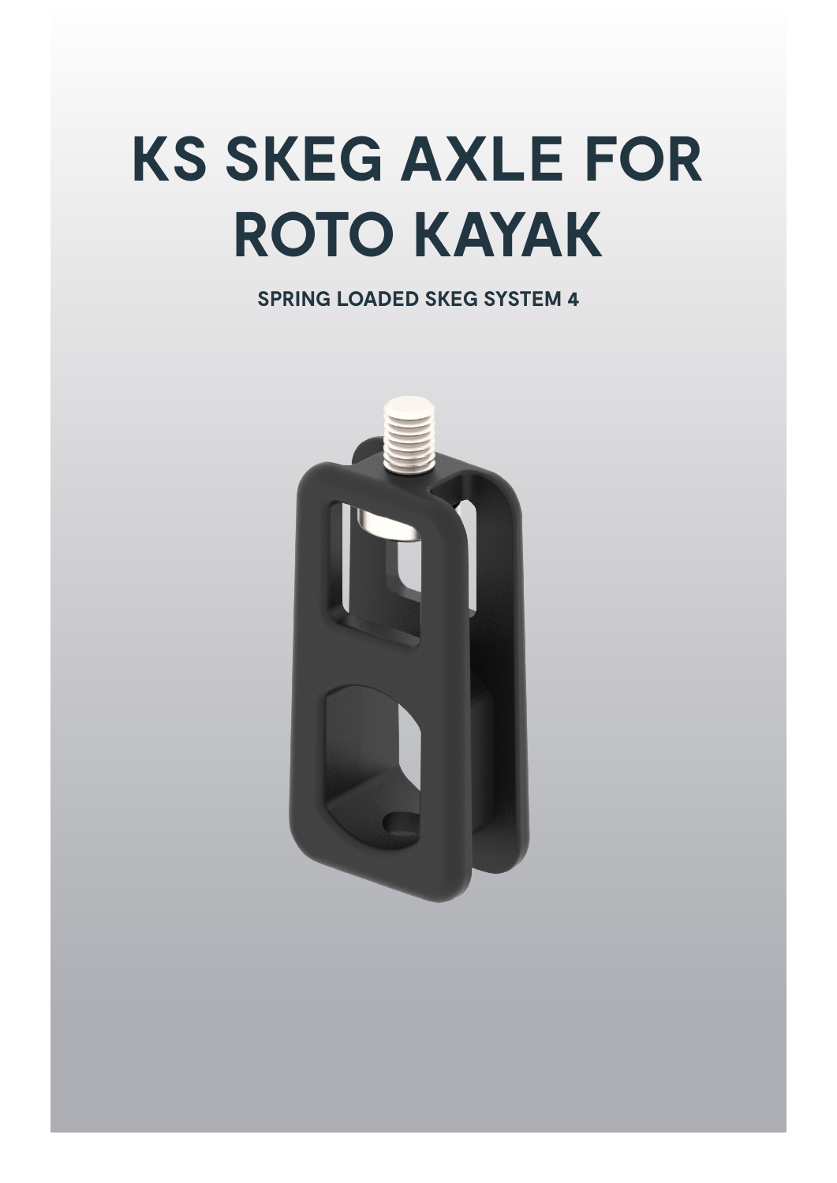# KS SKEG AXLE FOR ROTO KAYAK

**SPRING LOADED SKEG SYSTEM 4**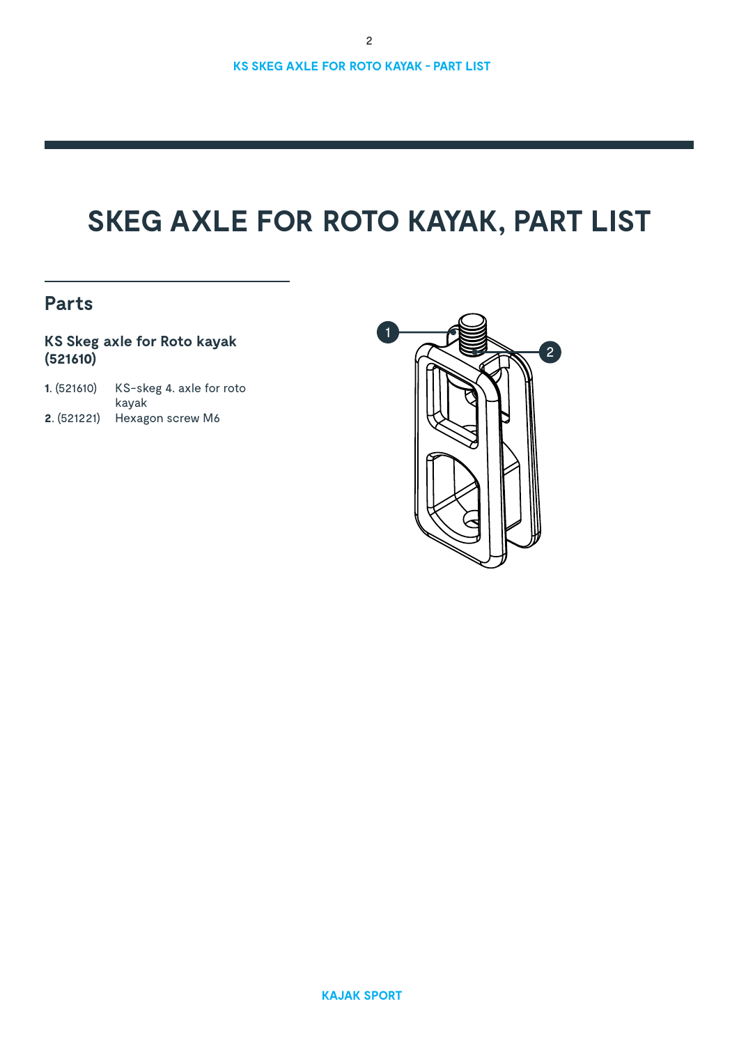# SKEG AXLE FOR ROTO KAYAK, PART LIST

## Parts

### KS Skeg axle for Roto kayak (521610)

**1.** (521610) KS-skeg 4. axle for roto kayak
**2.** (521221) Hexagon screw M6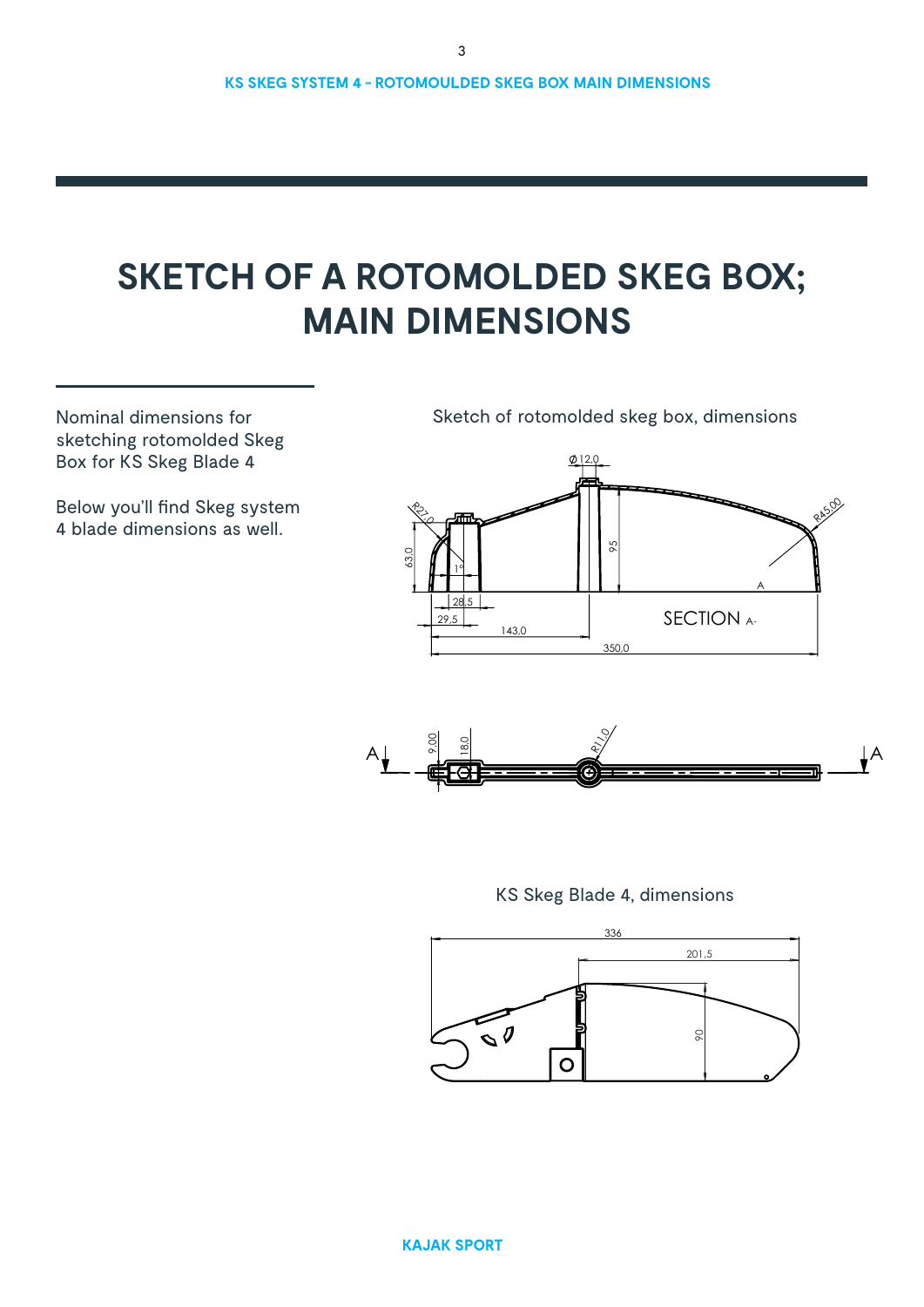# SKETCH OF A ROTOMOLDED SKEG BOX; MAIN DIMENSIONS

Nominal dimensions for sketching rotomolded Skeg Box for KS Skeg Blade 4

Below you'll find Skeg system 4 blade dimensions as well.

Sketch of rotomolded skeg box, dimensions

KS Skeg Blade 4, dimensions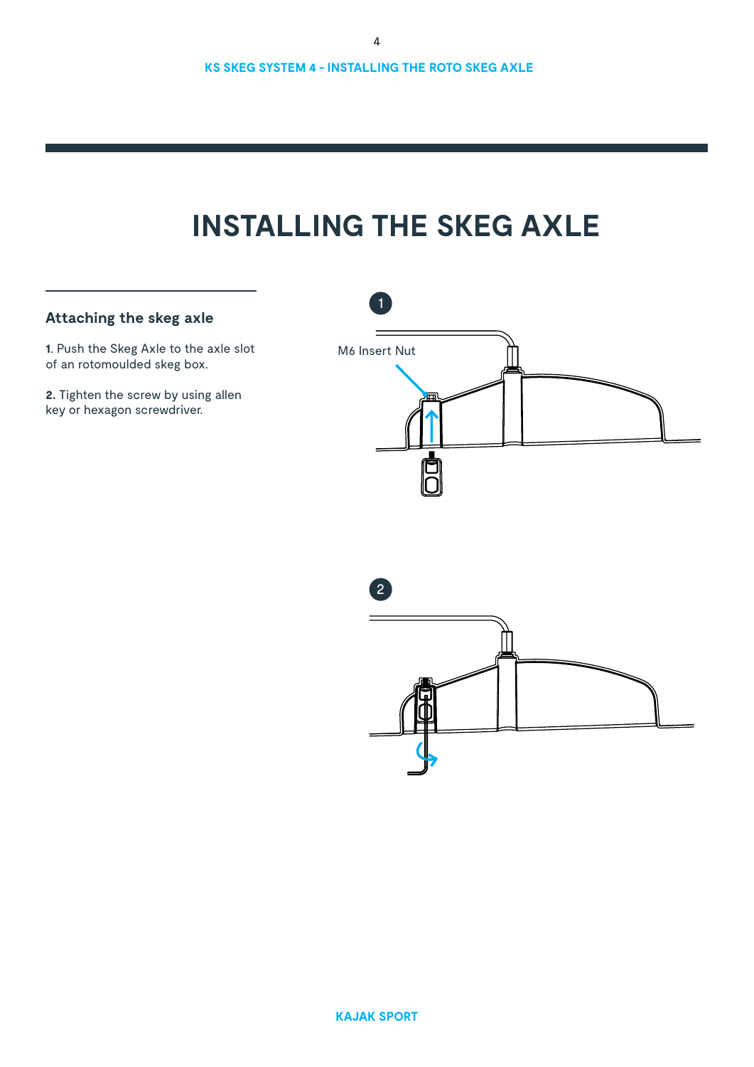# INSTALLING THE SKEG AXLE

### Attaching the skeg axle

**1**. Push the Skeg Axle to the axle slot of an rotomoulded skeg box.

**2.** Tighten the screw by using allen key or hexagon screwdriver.

1

M6 Insert Nut

2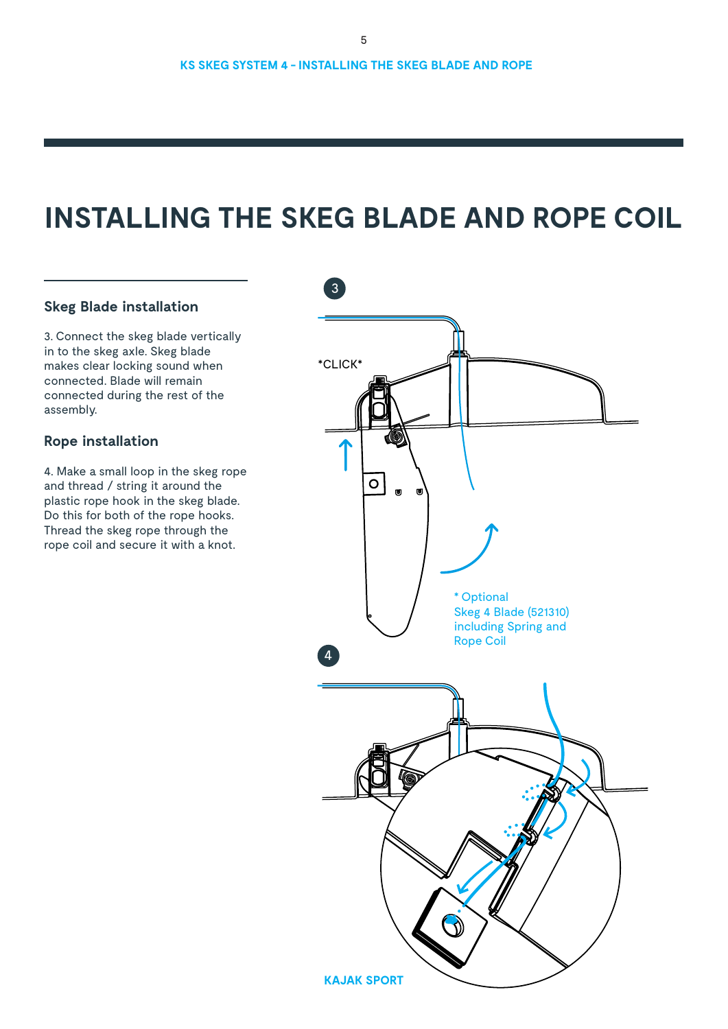# INSTALLING THE SKEG BLADE AND ROPE COIL

### Skeg Blade installation

3. Connect the skeg blade vertically in to the skeg axle. Skeg blade makes clear locking sound when connected. Blade will remain connected during the rest of the assembly.

### Rope installation

4. Make a small loop in the skeg rope and thread / string it around the plastic rope hook in the skeg blade. Do this for both of the rope hooks. Thread the skeg rope through the rope coil and secure it with a knot.

*CLICK*

* Optional
Skeg 4 Blade (521310)
including Spring and
Rope Coil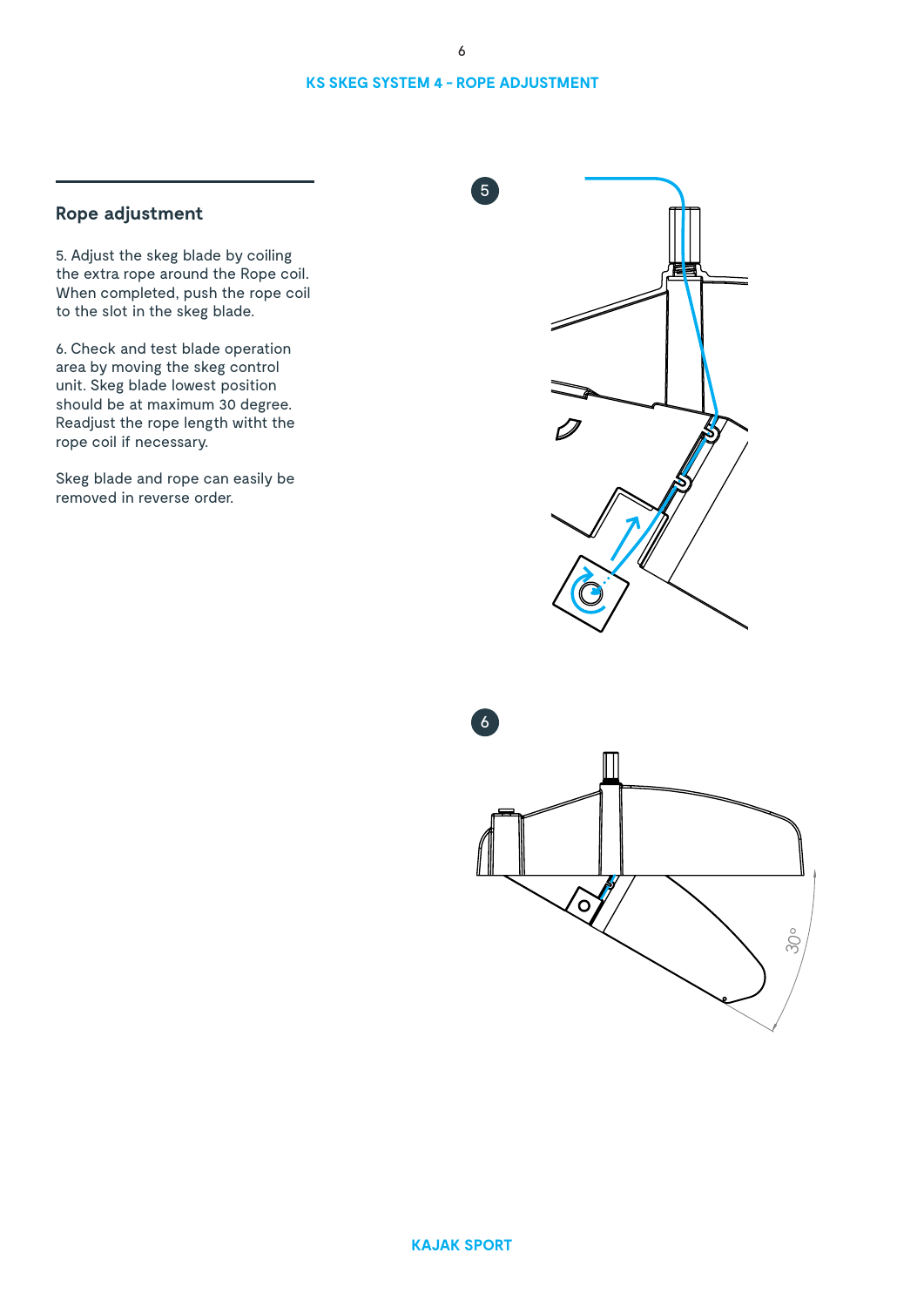## Rope adjustment

5. Adjust the skeg blade by coiling the extra rope around the Rope coil. When completed, push the rope coil to the slot in the skeg blade.

6. Check and test blade operation area by moving the skeg control unit. Skeg blade lowest position should be at maximum 30 degree. Readjust the rope length witht the rope coil if necessary.

Skeg blade and rope can easily be removed in reverse order.

5

6

30°